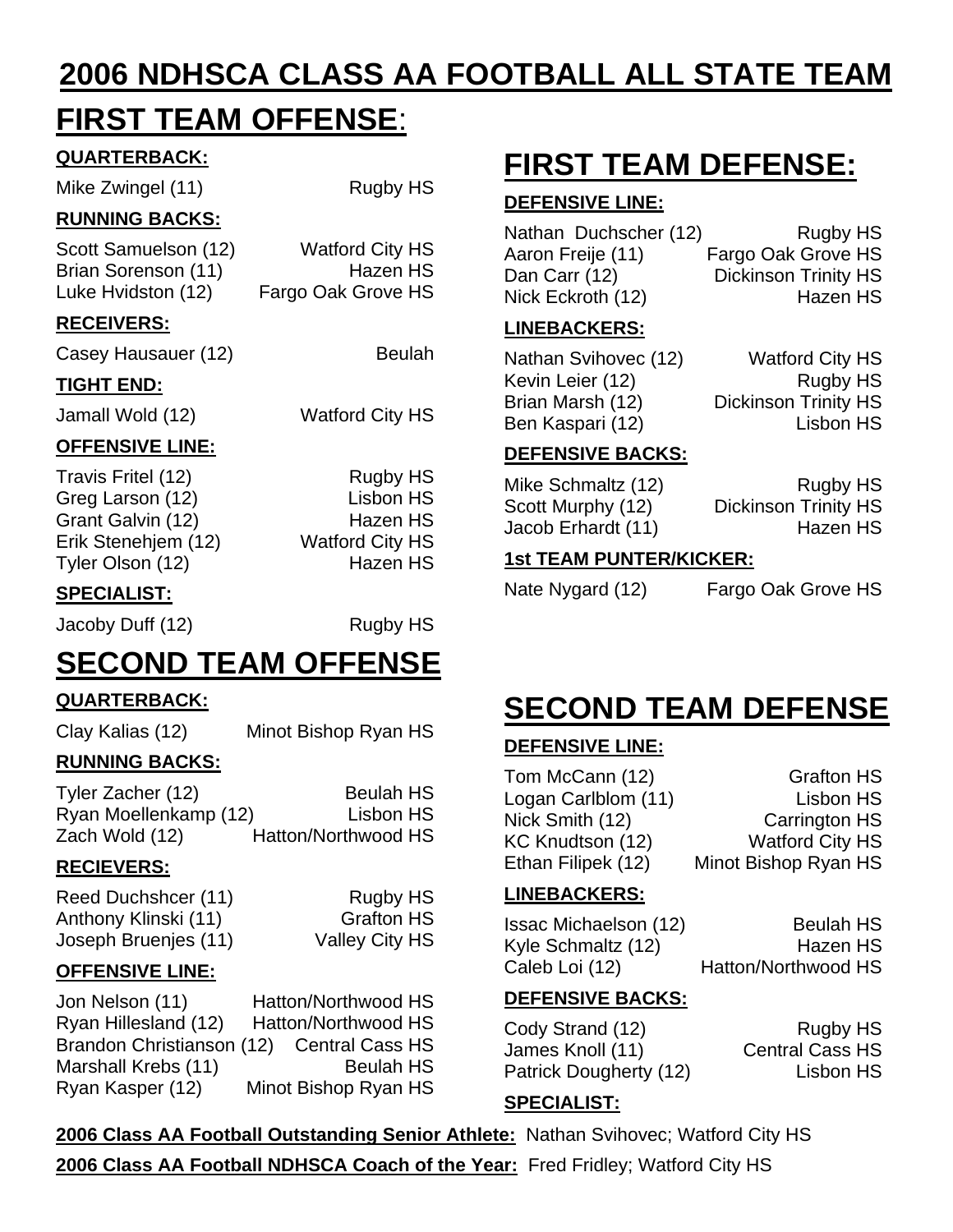# 2006 NDHSCA CLASS AA FOOTBALL ALL STATE TEAM

## FIRST TEAM OFFENSE:

**QUARTERBACK:**

Mike Zwingel (11) Rugby HS

**RUNNING BACKS:**

Scott Samuelson (12) Watford City HS
Brian Sorenson (11) Hazen HS
Luke Hvidston (12) Fargo Oak Grove HS

**RECEIVERS:**

Casey Hausauer (12) Beulah

**TIGHT END:**

Jamall Wold (12) Watford City HS

**OFFENSIVE LINE:**

Travis Fritel (12) Rugby HS
Greg Larson (12) Lisbon HS
Grant Galvin (12) Hazen HS
Erik Stenehjem (12) Watford City HS
Tyler Olson (12) Hazen HS

**SPECIALIST:**

Jacoby Duff (12) Rugby HS

## FIRST TEAM DEFENSE:

**DEFENSIVE LINE:**

Nathan Duchscher (12) Rugby HS
Aaron Freije (11) Fargo Oak Grove HS
Dan Carr (12) Dickinson Trinity HS
Nick Eckroth (12) Hazen HS

**LINEBACKERS:**

Nathan Svihovec (12) Watford City HS
Kevin Leier (12) Rugby HS
Brian Marsh (12) Dickinson Trinity HS
Ben Kaspari (12) Lisbon HS

**DEFENSIVE BACKS:**

Mike Schmaltz (12) Rugby HS
Scott Murphy (12) Dickinson Trinity HS
Jacob Erhardt (11) Hazen HS

**1st TEAM PUNTER/KICKER:**

Nate Nygard (12) Fargo Oak Grove HS

## SECOND TEAM OFFENSE

**QUARTERBACK:**

Clay Kalias (12) Minot Bishop Ryan HS

**RUNNING BACKS:**

Tyler Zacher (12) Beulah HS
Ryan Moellenkamp (12) Lisbon HS
Zach Wold (12) Hatton/Northwood HS

**RECIEVERS:**

Reed Duchshcer (11) Rugby HS
Anthony Klinski (11) Grafton HS
Joseph Bruenjes (11) Valley City HS

**OFFENSIVE LINE:**

Jon Nelson (11) Hatton/Northwood HS
Ryan Hillesland (12) Hatton/Northwood HS
Brandon Christianson (12) Central Cass HS
Marshall Krebs (11) Beulah HS
Ryan Kasper (12) Minot Bishop Ryan HS

## SECOND TEAM DEFENSE

**DEFENSIVE LINE:**

Tom McCann (12) Grafton HS
Logan Carlblom (11) Lisbon HS
Nick Smith (12) Carrington HS
KC Knudtson (12) Watford City HS
Ethan Filipek (12) Minot Bishop Ryan HS

**LINEBACKERS:**

Issac Michaelson (12) Beulah HS
Kyle Schmaltz (12) Hazen HS
Caleb Loi (12) Hatton/Northwood HS

**DEFENSIVE BACKS:**

Cody Strand (12) Rugby HS
James Knoll (11) Central Cass HS
Patrick Dougherty (12) Lisbon HS

**SPECIALIST:**

**2006 Class AA Football Outstanding Senior Athlete:** Nathan Svihovec; Watford City HS

**2006 Class AA Football NDHSCA Coach of the Year:** Fred Fridley; Watford City HS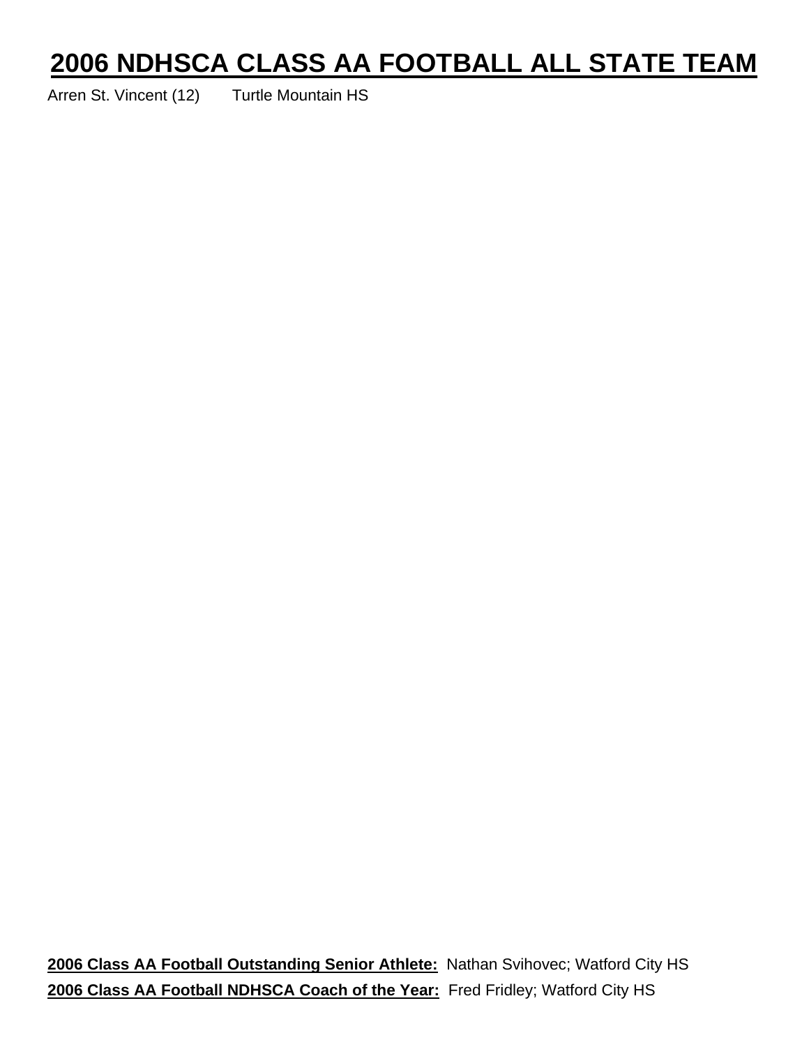# 2006 NDHSCA CLASS AA FOOTBALL ALL STATE TEAM

| | |
|---|---|
| Arren St. Vincent (12) | Turtle Mountain HS |

**2006 Class AA Football Outstanding Senior Athlete:** Nathan Svihovec; Watford City HS

**2006 Class AA Football NDHSCA Coach of the Year:** Fred Fridley; Watford City HS